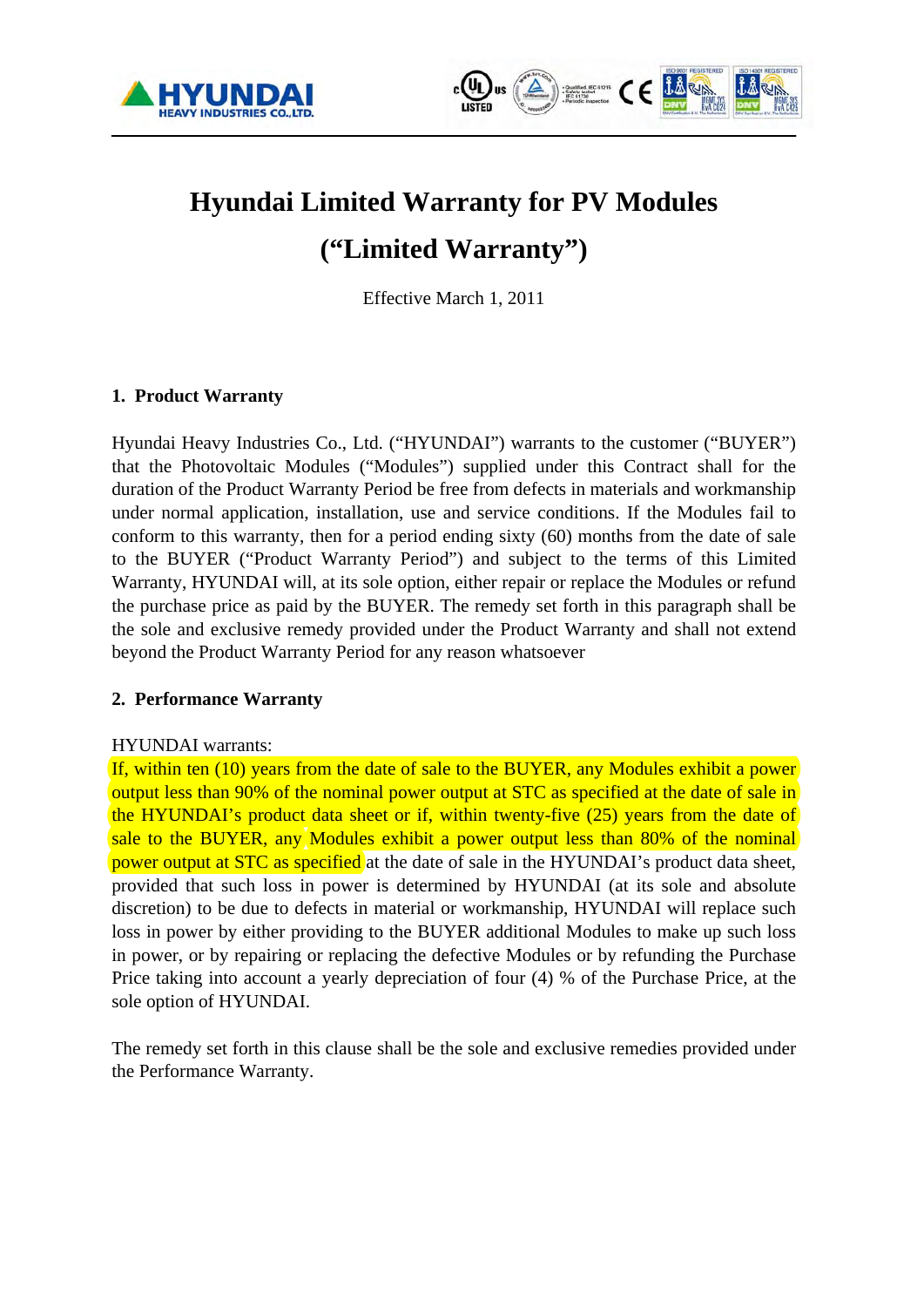# Hyundai Limited Warranty for PV Modules

# ("Limited Warranty")

Effective March 1, 2011

## 1. Product Warranty

Hyundai Heavy Industries Co., Ltd. ("HYUNDAI") warrants to the customer ("BUYER") that the Photovoltaic Modules ("Modules") supplied under this Contract shall for the duration of the Product Warranty Period be free from defects in materials and workmanship under normal application, installation, use and service conditions. If the Modules fail to conform to this warranty, then for a period ending sixty (60) months from the date of sale to the BUYER ("Product Warranty Period") and subject to the terms of this Limited Warranty, HYUNDAI will, at its sole option, either repair or replace the Modules or refund the purchase price as paid by the BUYER. The remedy set forth in this paragraph shall be the sole and exclusive remedy provided under the Product Warranty and shall not extend beyond the Product Warranty Period for any reason whatsoever

## 2. Performance Warranty

HYUNDAI warrants:
If, within ten (10) years from the date of sale to the BUYER, any Modules exhibit a power output less than 90% of the nominal power output at STC as specified at the date of sale in the HYUNDAI's product data sheet or if, within twenty-five (25) years from the date of sale to the BUYER, any Modules exhibit a power output less than 80% of the nominal power output at STC as specified at the date of sale in the HYUNDAI's product data sheet, provided that such loss in power is determined by HYUNDAI (at its sole and absolute discretion) to be due to defects in material or workmanship, HYUNDAI will replace such loss in power by either providing to the BUYER additional Modules to make up such loss in power, or by repairing or replacing the defective Modules or by refunding the Purchase Price taking into account a yearly depreciation of four (4) % of the Purchase Price, at the sole option of HYUNDAI.

The remedy set forth in this clause shall be the sole and exclusive remedies provided under the Performance Warranty.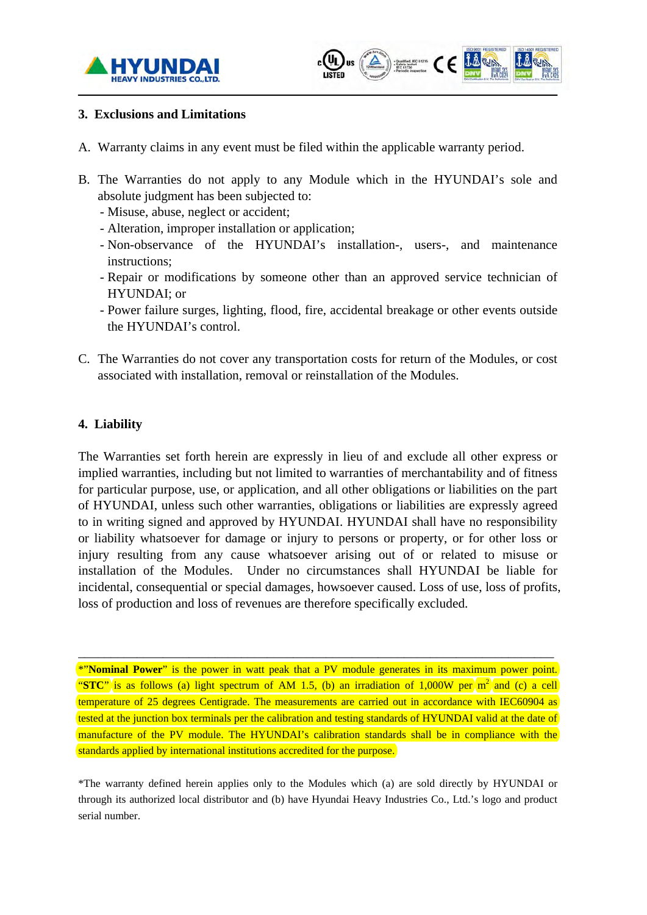## 3. Exclusions and Limitations

A. Warranty claims in any event must be filed within the applicable warranty period.

B. The Warranties do not apply to any Module which in the HYUNDAI's sole and absolute judgment has been subjected to:
   - Misuse, abuse, neglect or accident;
   - Alteration, improper installation or application;
   - Non-observance of the HYUNDAI's installation-, users-, and maintenance instructions;
   - Repair or modifications by someone other than an approved service technician of HYUNDAI; or
   - Power failure surges, lighting, flood, fire, accidental breakage or other events outside the HYUNDAI's control.

C. The Warranties do not cover any transportation costs for return of the Modules, or cost associated with installation, removal or reinstallation of the Modules.

## 4. Liability

The Warranties set forth herein are expressly in lieu of and exclude all other express or implied warranties, including but not limited to warranties of merchantability and of fitness for particular purpose, use, or application, and all other obligations or liabilities on the part of HYUNDAI, unless such other warranties, obligations or liabilities are expressly agreed to in writing signed and approved by HYUNDAI. HYUNDAI shall have no responsibility or liability whatsoever for damage or injury to persons or property, or for other loss or injury resulting from any cause whatsoever arising out of or related to misuse or installation of the Modules. Under no circumstances shall HYUNDAI be liable for incidental, consequential or special damages, howsoever caused. Loss of use, loss of profits, loss of production and loss of revenues are therefore specifically excluded.

---

*"**Nominal Power**" is the power in watt peak that a PV module generates in its maximum power point. "**STC**" is as follows (a) light spectrum of AM 1.5, (b) an irradiation of 1,000W per $m^2$ and (c) a cell temperature of 25 degrees Centigrade. The measurements are carried out in accordance with IEC60904 as tested at the junction box terminals per the calibration and testing standards of HYUNDAI valid at the date of manufacture of the PV module. The HYUNDAI's calibration standards shall be in compliance with the standards applied by international institutions accredited for the purpose.

*The warranty defined herein applies only to the Modules which (a) are sold directly by HYUNDAI or through its authorized local distributor and (b) have Hyundai Heavy Industries Co., Ltd.'s logo and product serial number.